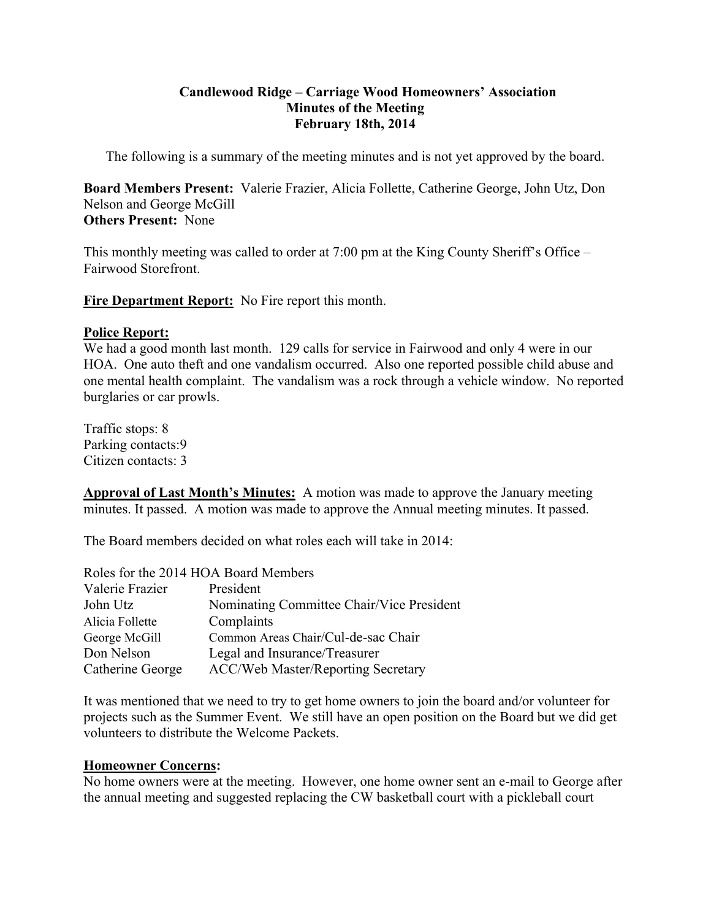**Candlewood Ridge – Carriage Wood Homeowners' Association**
**Minutes of the Meeting**
**February 18th, 2014**

The following is a summary of the meeting minutes and is not yet approved by the board.

**Board Members Present:** Valerie Frazier, Alicia Follette, Catherine George, John Utz, Don Nelson and George McGill
**Others Present:** None

This monthly meeting was called to order at 7:00 pm at the King County Sheriff's Office – Fairwood Storefront.

**Fire Department Report:** No Fire report this month.

**Police Report:**
We had a good month last month. 129 calls for service in Fairwood and only 4 were in our HOA. One auto theft and one vandalism occurred. Also one reported possible child abuse and one mental health complaint. The vandalism was a rock through a vehicle window. No reported burglaries or car prowls.

Traffic stops: 8
Parking contacts:9
Citizen contacts: 3

**Approval of Last Month's Minutes:** A motion was made to approve the January meeting minutes. It passed. A motion was made to approve the Annual meeting minutes. It passed.

The Board members decided on what roles each will take in 2014:

Roles for the 2014 HOA Board Members

| | |
|---|---|
| Valerie Frazier | President |
| John Utz | Nominating Committee Chair/Vice President |
| Alicia Follette | Complaints |
| George McGill | Common Areas Chair/Cul-de-sac Chair |
| Don Nelson | Legal and Insurance/Treasurer |
| Catherine George | ACC/Web Master/Reporting Secretary |

It was mentioned that we need to try to get home owners to join the board and/or volunteer for projects such as the Summer Event. We still have an open position on the Board but we did get volunteers to distribute the Welcome Packets.

**Homeowner Concerns:**
No home owners were at the meeting. However, one home owner sent an e-mail to George after the annual meeting and suggested replacing the CW basketball court with a pickleball court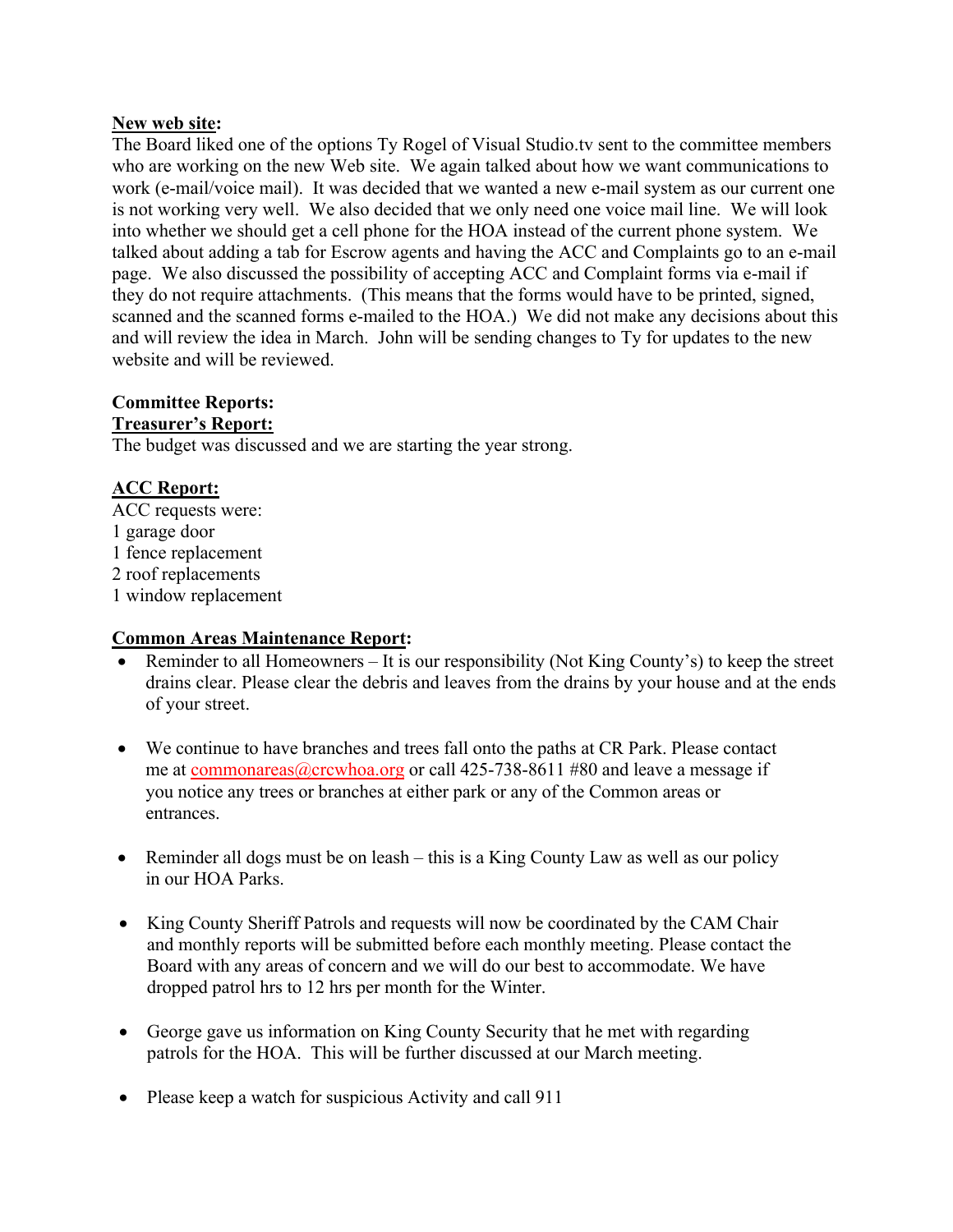**New web site:**

The Board liked one of the options Ty Rogel of Visual Studio.tv sent to the committee members who are working on the new Web site. We again talked about how we want communications to work (e-mail/voice mail). It was decided that we wanted a new e-mail system as our current one is not working very well. We also decided that we only need one voice mail line. We will look into whether we should get a cell phone for the HOA instead of the current phone system. We talked about adding a tab for Escrow agents and having the ACC and Complaints go to an e-mail page. We also discussed the possibility of accepting ACC and Complaint forms via e-mail if they do not require attachments. (This means that the forms would have to be printed, signed, scanned and the scanned forms e-mailed to the HOA.) We did not make any decisions about this and will review the idea in March. John will be sending changes to Ty for updates to the new website and will be reviewed.

**Committee Reports:**

**Treasurer's Report:**

The budget was discussed and we are starting the year strong.

**ACC Report:**

ACC requests were:
1 garage door
1 fence replacement
2 roof replacements
1 window replacement

**Common Areas Maintenance Report:**

- Reminder to all Homeowners – It is our responsibility (Not King County's) to keep the street drains clear. Please clear the debris and leaves from the drains by your house and at the ends of your street.
- We continue to have branches and trees fall onto the paths at CR Park. Please contact me at commonareas@crcwhoa.org or call 425-738-8611 #80 and leave a message if you notice any trees or branches at either park or any of the Common areas or entrances.
- Reminder all dogs must be on leash – this is a King County Law as well as our policy in our HOA Parks.
- King County Sheriff Patrols and requests will now be coordinated by the CAM Chair and monthly reports will be submitted before each monthly meeting. Please contact the Board with any areas of concern and we will do our best to accommodate. We have dropped patrol hrs to 12 hrs per month for the Winter.
- George gave us information on King County Security that he met with regarding patrols for the HOA. This will be further discussed at our March meeting.
- Please keep a watch for suspicious Activity and call 911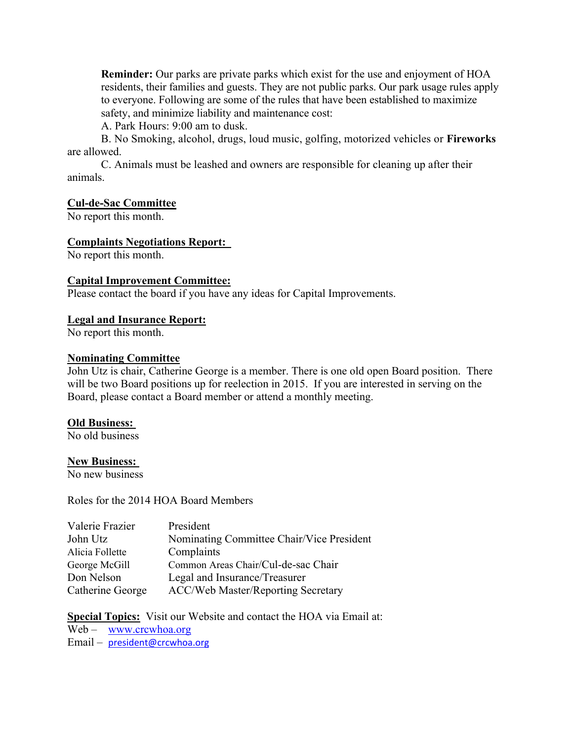**Reminder:** Our parks are private parks which exist for the use and enjoyment of HOA residents, their families and guests. They are not public parks. Our park usage rules apply to everyone. Following are some of the rules that have been established to maximize safety, and minimize liability and maintenance cost:

A. Park Hours: 9:00 am to dusk.

B. No Smoking, alcohol, drugs, loud music, golfing, motorized vehicles or **Fireworks** are allowed.

C. Animals must be leashed and owners are responsible for cleaning up after their animals.

**Cul-de-Sac Committee**

No report this month.

**Complaints Negotiations Report:**

No report this month.

**Capital Improvement Committee:**

Please contact the board if you have any ideas for Capital Improvements.

**Legal and Insurance Report:**

No report this month.

**Nominating Committee**

John Utz is chair, Catherine George is a member. There is one old open Board position. There will be two Board positions up for reelection in 2015. If you are interested in serving on the Board, please contact a Board member or attend a monthly meeting.

**Old Business:**

No old business

**New Business:**

No new business

Roles for the 2014 HOA Board Members

| | |
|---|---|
| Valerie Frazier | President |
| John Utz | Nominating Committee Chair/Vice President |
| Alicia Follette | Complaints |
| George McGill | Common Areas Chair/Cul-de-sac Chair |
| Don Nelson | Legal and Insurance/Treasurer |
| Catherine George | ACC/Web Master/Reporting Secretary |

**Special Topics:** Visit our Website and contact the HOA via Email at:

Web – www.crcwhoa.org

Email – president@crcwhoa.org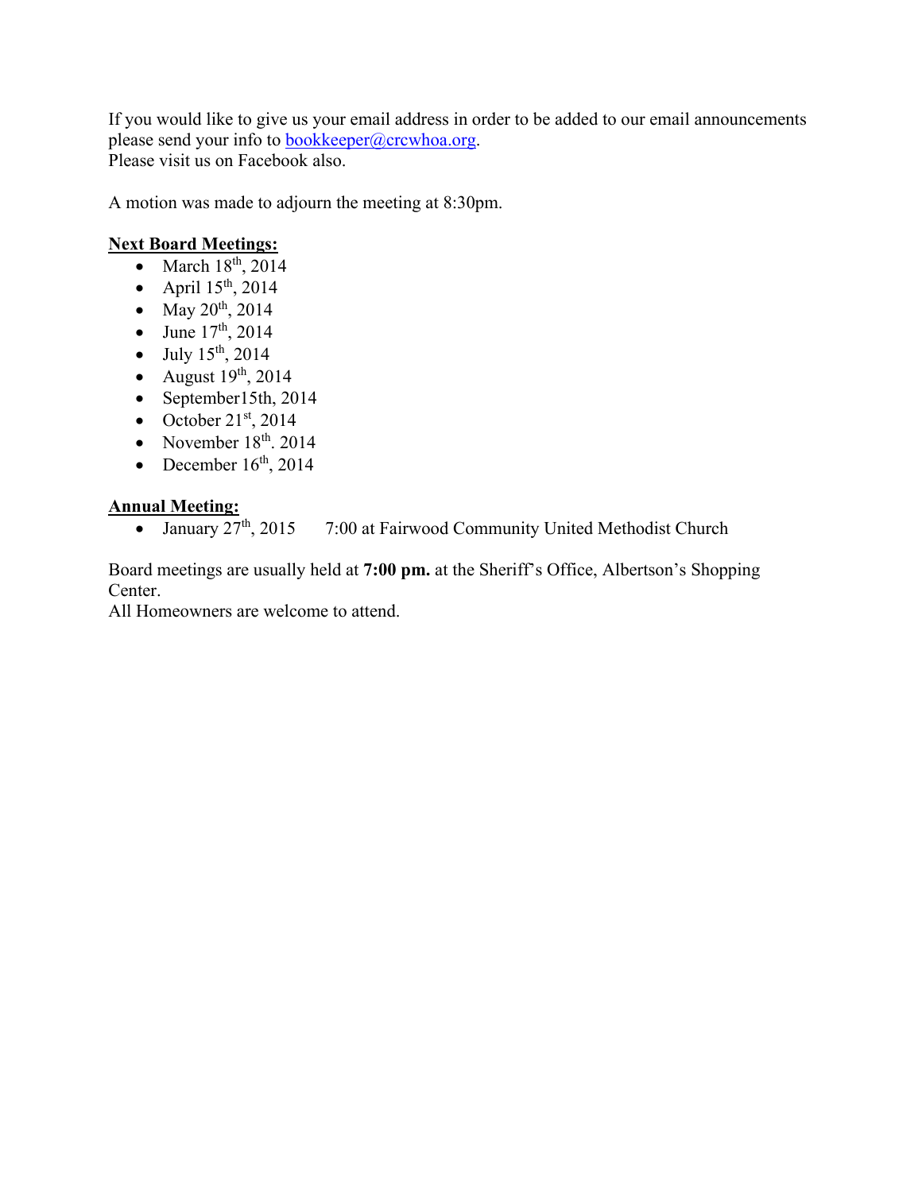If you would like to give us your email address in order to be added to our email announcements please send your info to bookkeeper@crcwhoa.org.
Please visit us on Facebook also.

A motion was made to adjourn the meeting at 8:30pm.

**Next Board Meetings:**

- March 18th, 2014
- April 15th, 2014
- May 20th, 2014
- June 17th, 2014
- July 15th, 2014
- August 19th, 2014
- September15th, 2014
- October 21st, 2014
- November 18th. 2014
- December 16th, 2014

**Annual Meeting:**

- January 27th, 2015 7:00 at Fairwood Community United Methodist Church

Board meetings are usually held at **7:00 pm.** at the Sheriff's Office, Albertson's Shopping Center.
All Homeowners are welcome to attend.